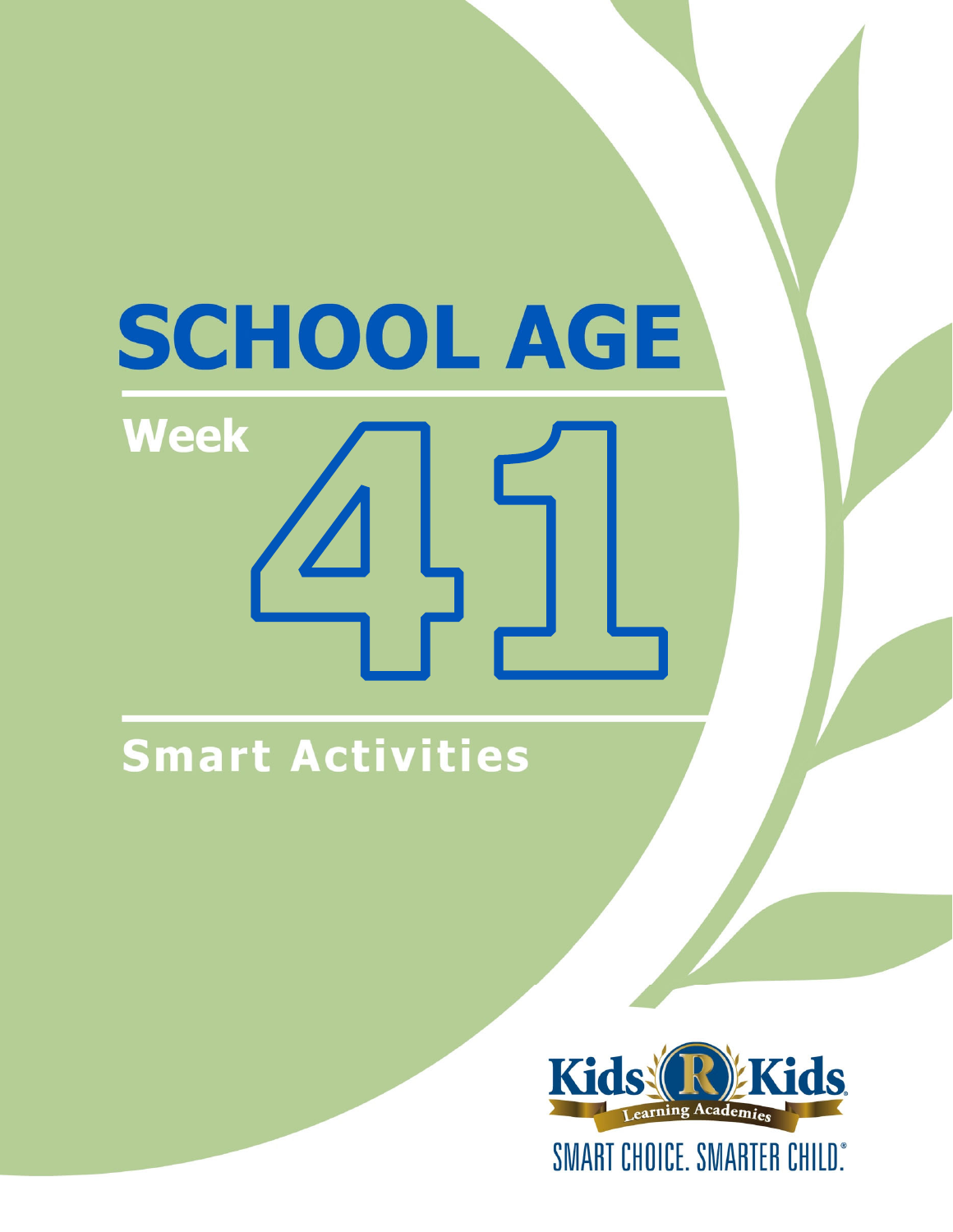# SCHOOL AGE

## Week 41

## Smart Activities

Kids 'R' Kids Learning Academies

SMART CHOICE. SMARTER CHILD.®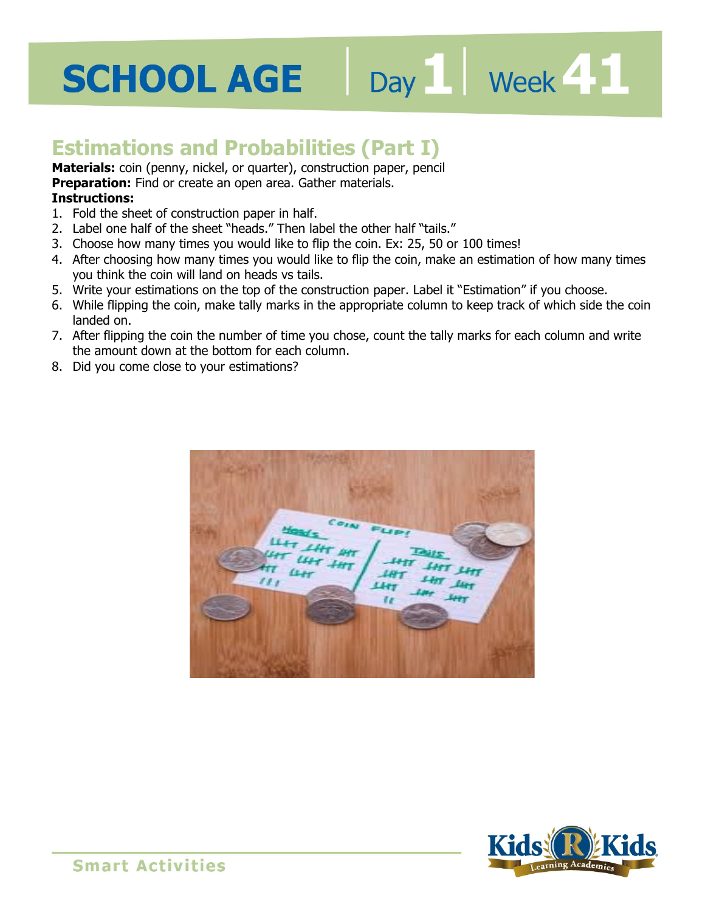# SCHOOL AGE | Day 1 | Week 41

## Estimations and Probabilities (Part I)

**Materials:** coin (penny, nickel, or quarter), construction paper, pencil
**Preparation:** Find or create an open area. Gather materials.
**Instructions:**

1. Fold the sheet of construction paper in half.
2. Label one half of the sheet "heads." Then label the other half "tails."
3. Choose how many times you would like to flip the coin. Ex: 25, 50 or 100 times!
4. After choosing how many times you would like to flip the coin, make an estimation of how many times you think the coin will land on heads vs tails.
5. Write your estimations on the top of the construction paper. Label it "Estimation" if you choose.
6. While flipping the coin, make tally marks in the appropriate column to keep track of which side the coin landed on.
7. After flipping the coin the number of time you chose, count the tally marks for each column and write the amount down at the bottom for each column.
8. Did you come close to your estimations?

Smart Activities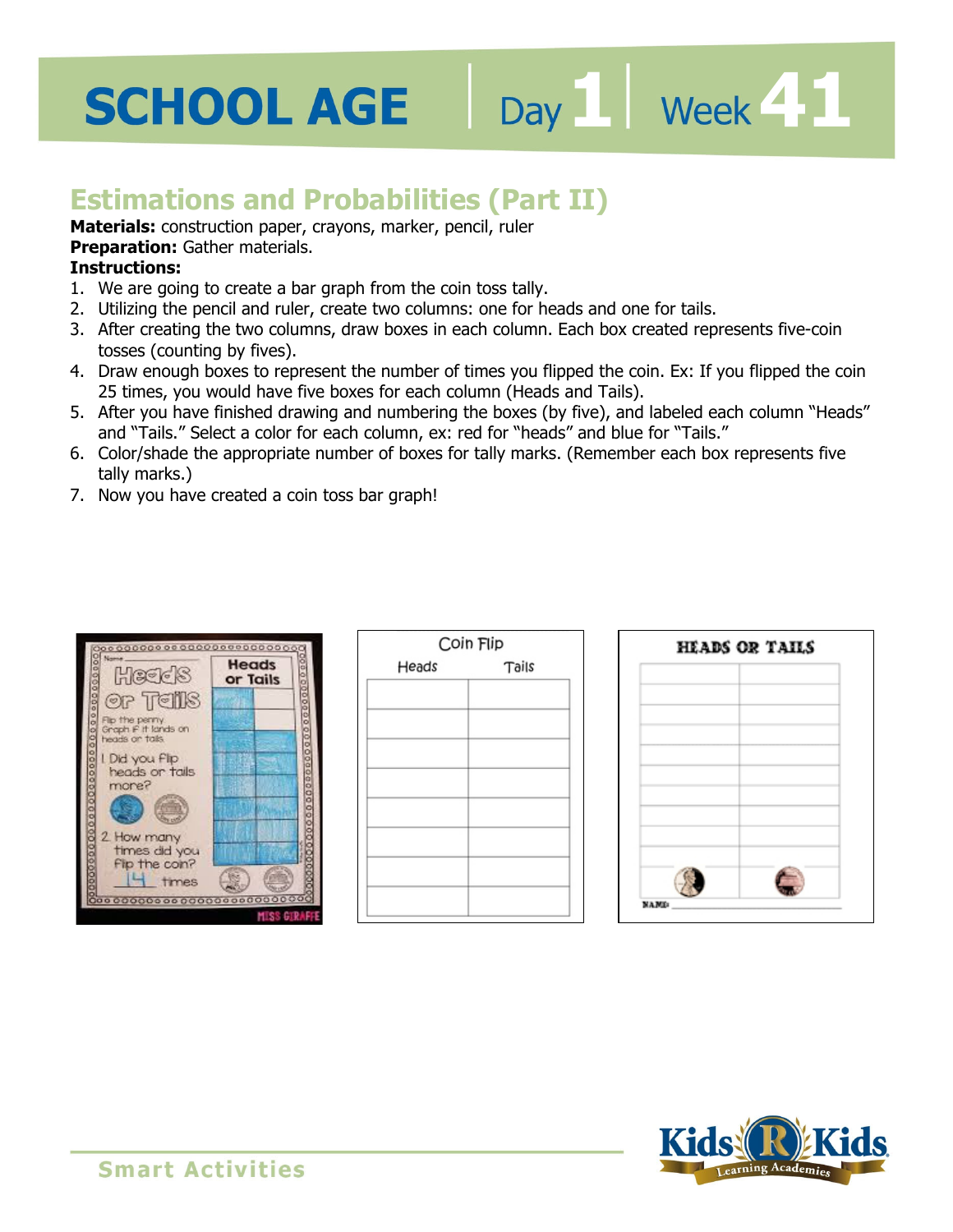# SCHOOL AGE | Day 1 | Week 41

## Estimations and Probabilities (Part II)

**Materials:** construction paper, crayons, marker, pencil, ruler
**Preparation:** Gather materials.
**Instructions:**

1. We are going to create a bar graph from the coin toss tally.
2. Utilizing the pencil and ruler, create two columns: one for heads and one for tails.
3. After creating the two columns, draw boxes in each column. Each box created represents five-coin tosses (counting by fives).
4. Draw enough boxes to represent the number of times you flipped the coin. Ex: If you flipped the coin 25 times, you would have five boxes for each column (Heads and Tails).
5. After you have finished drawing and numbering the boxes (by five), and labeled each column "Heads" and "Tails." Select a color for each column, ex: red for "heads" and blue for "Tails."
6. Color/shade the appropriate number of boxes for tally marks. (Remember each box represents five tally marks.)
7. Now you have created a coin toss bar graph!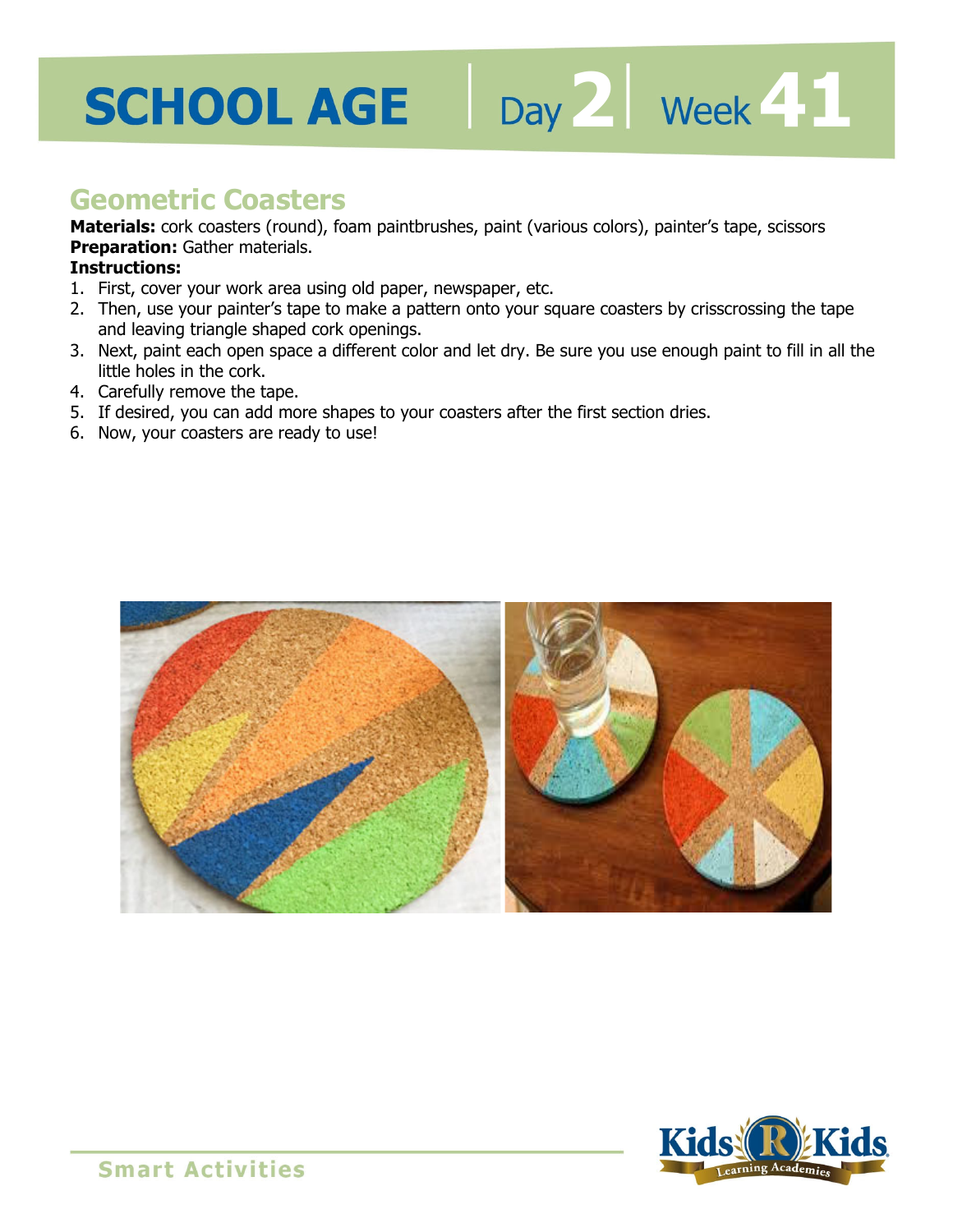# SCHOOL AGE | Day 2 | Week 41

## Geometric Coasters

**Materials:** cork coasters (round), foam paintbrushes, paint (various colors), painter's tape, scissors
**Preparation:** Gather materials.
**Instructions:**

1. First, cover your work area using old paper, newspaper, etc.
2. Then, use your painter's tape to make a pattern onto your square coasters by crisscrossing the tape and leaving triangle shaped cork openings.
3. Next, paint each open space a different color and let dry. Be sure you use enough paint to fill in all the little holes in the cork.
4. Carefully remove the tape.
5. If desired, you can add more shapes to your coasters after the first section dries.
6. Now, your coasters are ready to use!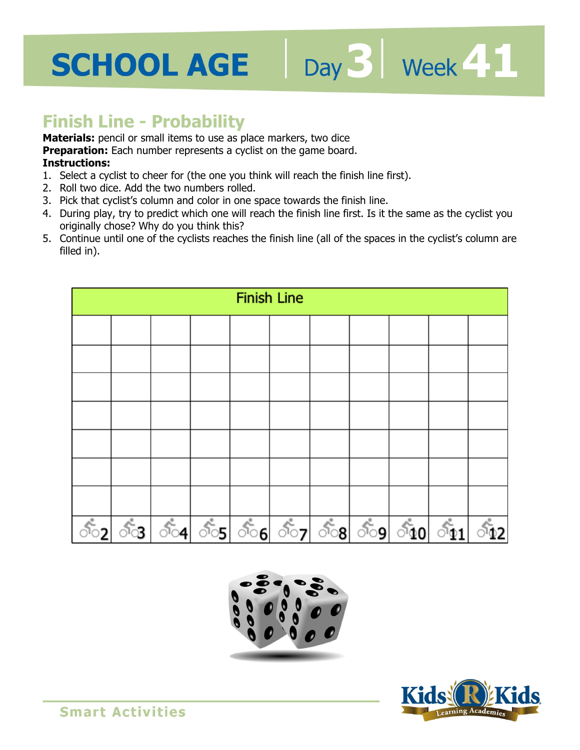# SCHOOL AGE | Day 3 | Week 41

## Finish Line - Probability

**Materials:** pencil or small items to use as place markers, two dice

**Preparation:** Each number represents a cyclist on the game board.

**Instructions:**

1. Select a cyclist to cheer for (the one you think will reach the finish line first).
2. Roll two dice. Add the two numbers rolled.
3. Pick that cyclist's column and color in one space towards the finish line.
4. During play, try to predict which one will reach the finish line first. Is it the same as the cyclist you originally chose? Why do you think this?
5. Continue until one of the cyclists reaches the finish line (all of the spaces in the cyclist's column are filled in).

| Finish Line | | | | | | | | | | |
|---|---|---|---|---|---|---|---|---|---|---|
| | | | | | | | | | | |
| | | | | | | | | | | |
| | | | | | | | | | | |
| | | | | | | | | | | |
| | | | | | | | | | | |
| | | | | | | | | | | |
| | | | | | | | | | | |
| 2 | 3 | 4 | 5 | 6 | 7 | 8 | 9 | 10 | 11 | 12 |

Smart Activities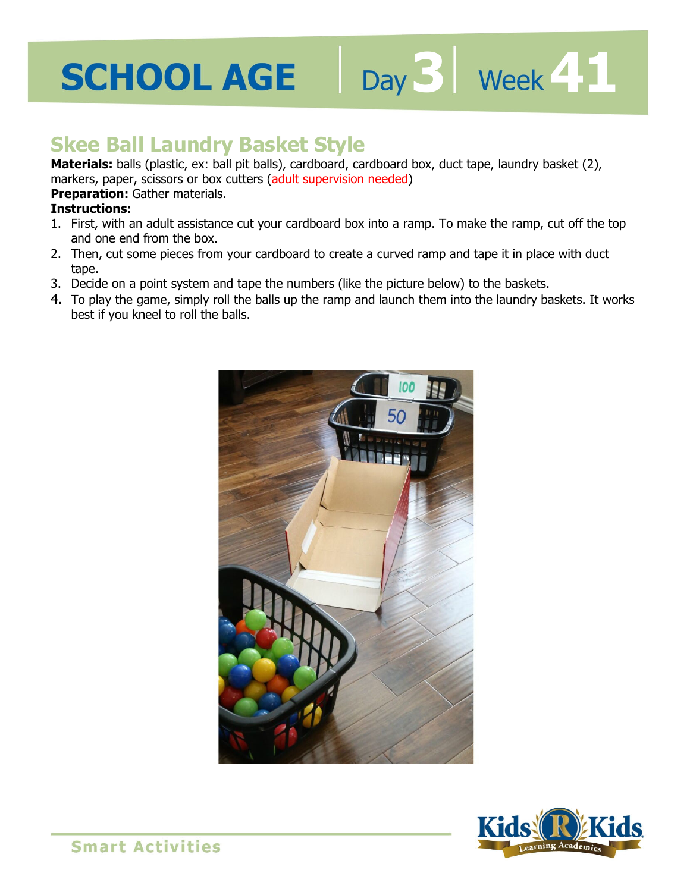# SCHOOL AGE | Day 3 | Week 41

## Skee Ball Laundry Basket Style

**Materials:** balls (plastic, ex: ball pit balls), cardboard, cardboard box, duct tape, laundry basket (2), markers, paper, scissors or box cutters (adult supervision needed)

**Preparation:** Gather materials.

**Instructions:**

1. First, with an adult assistance cut your cardboard box into a ramp. To make the ramp, cut off the top and one end from the box.
2. Then, cut some pieces from your cardboard to create a curved ramp and tape it in place with duct tape.
3. Decide on a point system and tape the numbers (like the picture below) to the baskets.
4. To play the game, simply roll the balls up the ramp and launch them into the laundry baskets. It works best if you kneel to roll the balls.

Smart Activities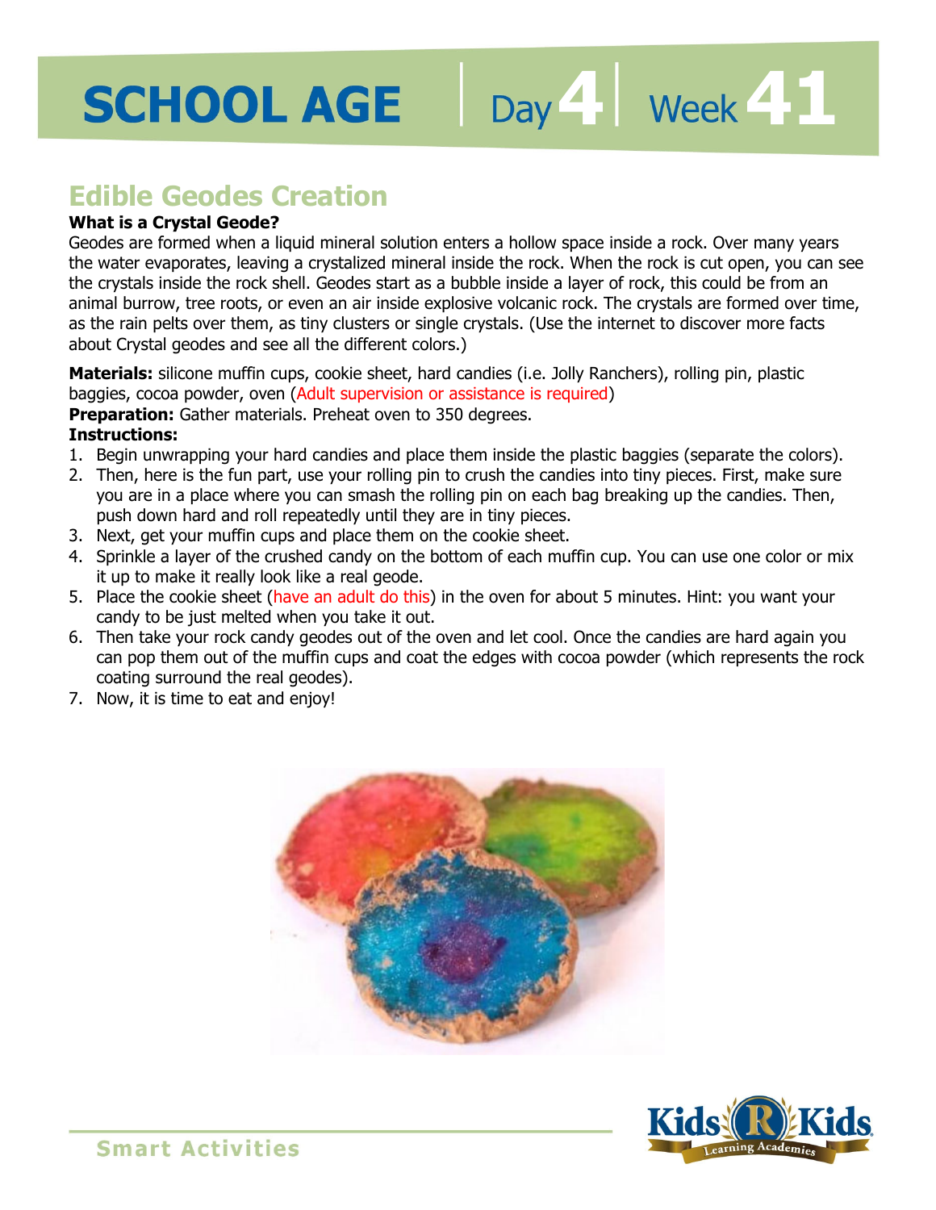# SCHOOL AGE | Day 4 | Week 41

## Edible Geodes Creation

**What is a Crystal Geode?**

Geodes are formed when a liquid mineral solution enters a hollow space inside a rock. Over many years the water evaporates, leaving a crystalized mineral inside the rock. When the rock is cut open, you can see the crystals inside the rock shell. Geodes start as a bubble inside a layer of rock, this could be from an animal burrow, tree roots, or even an air inside explosive volcanic rock. The crystals are formed over time, as the rain pelts over them, as tiny clusters or single crystals. (Use the internet to discover more facts about Crystal geodes and see all the different colors.)

**Materials:** silicone muffin cups, cookie sheet, hard candies (i.e. Jolly Ranchers), rolling pin, plastic baggies, cocoa powder, oven (Adult supervision or assistance is required)

**Preparation:** Gather materials. Preheat oven to 350 degrees.

**Instructions:**

1. Begin unwrapping your hard candies and place them inside the plastic baggies (separate the colors).
2. Then, here is the fun part, use your rolling pin to crush the candies into tiny pieces. First, make sure you are in a place where you can smash the rolling pin on each bag breaking up the candies. Then, push down hard and roll repeatedly until they are in tiny pieces.
3. Next, get your muffin cups and place them on the cookie sheet.
4. Sprinkle a layer of the crushed candy on the bottom of each muffin cup. You can use one color or mix it up to make it really look like a real geode.
5. Place the cookie sheet (have an adult do this) in the oven for about 5 minutes. Hint: you want your candy to be just melted when you take it out.
6. Then take your rock candy geodes out of the oven and let cool. Once the candies are hard again you can pop them out of the muffin cups and coat the edges with cocoa powder (which represents the rock coating surround the real geodes).
7. Now, it is time to eat and enjoy!

Smart Activities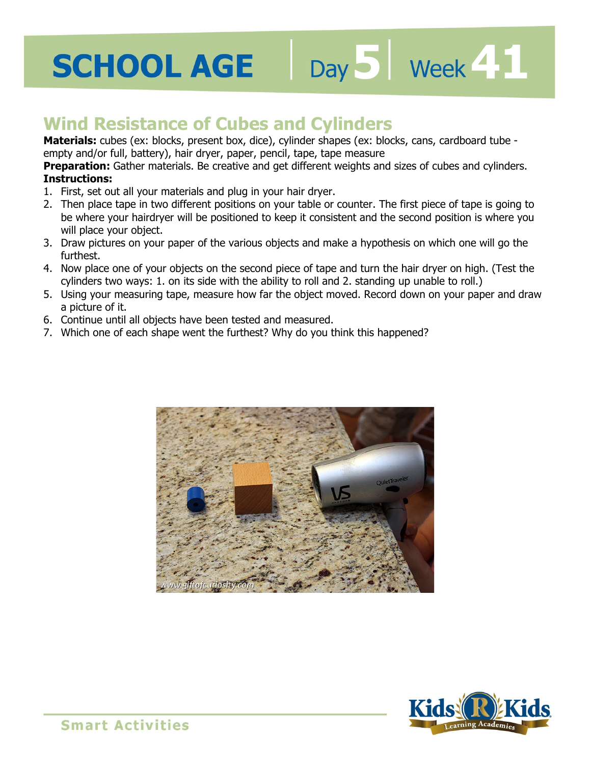# SCHOOL AGE | Day 5 | Week 41

## Wind Resistance of Cubes and Cylinders

**Materials:** cubes (ex: blocks, present box, dice), cylinder shapes (ex: blocks, cans, cardboard tube - empty and/or full, battery), hair dryer, paper, pencil, tape, tape measure

**Preparation:** Gather materials. Be creative and get different weights and sizes of cubes and cylinders.

**Instructions:**

1. First, set out all your materials and plug in your hair dryer.
2. Then place tape in two different positions on your table or counter. The first piece of tape is going to be where your hairdryer will be positioned to keep it consistent and the second position is where you will place your object.
3. Draw pictures on your paper of the various objects and make a hypothesis on which one will go the furthest.
4. Now place one of your objects on the second piece of tape and turn the hair dryer on high. (Test the cylinders two ways: 1. on its side with the ability to roll and 2. standing up unable to roll.)
5. Using your measuring tape, measure how far the object moved. Record down on your paper and draw a picture of it.
6. Continue until all objects have been tested and measured.
7. Which one of each shape went the furthest? Why do you think this happened?

Smart Activities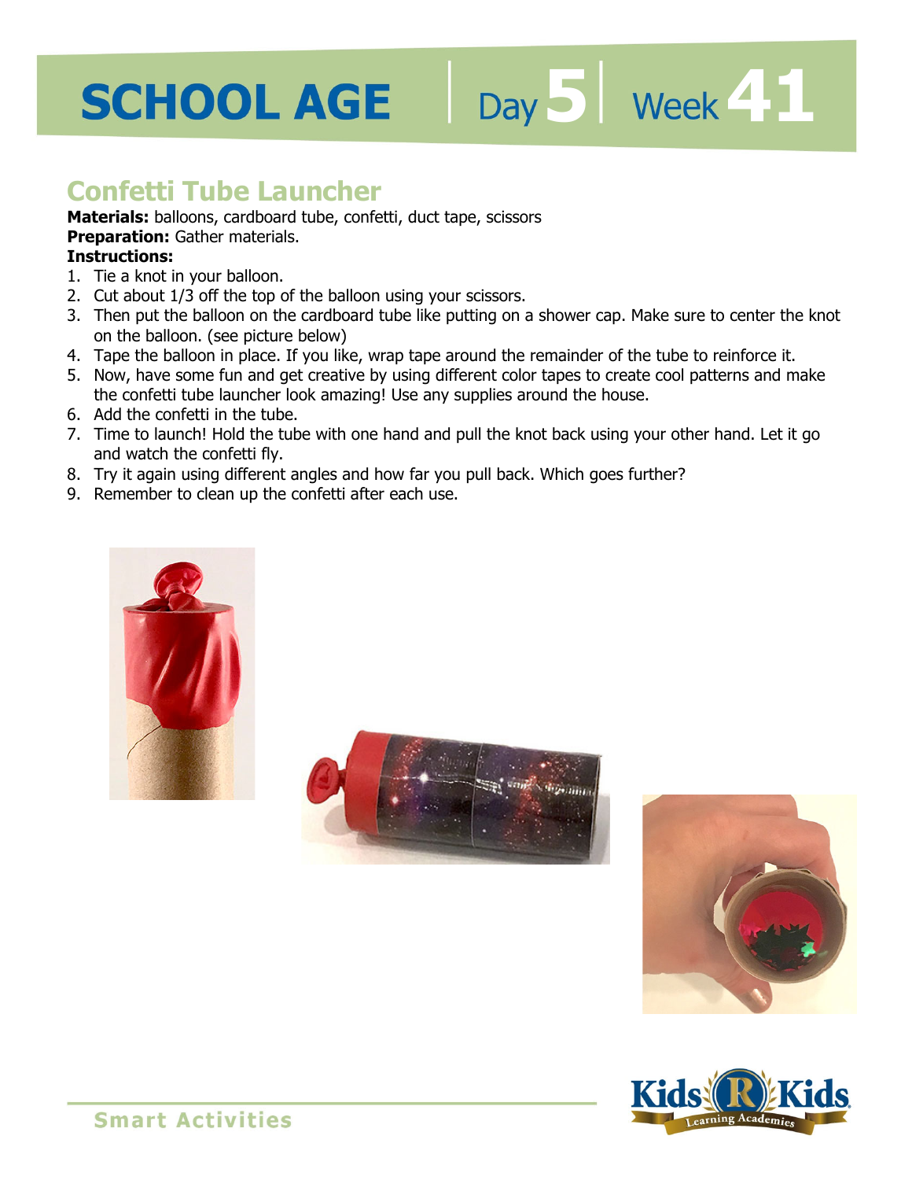# SCHOOL AGE | Day 5 | Week 41

## Confetti Tube Launcher

**Materials:** balloons, cardboard tube, confetti, duct tape, scissors
**Preparation:** Gather materials.
**Instructions:**

1. Tie a knot in your balloon.
2. Cut about 1/3 off the top of the balloon using your scissors.
3. Then put the balloon on the cardboard tube like putting on a shower cap. Make sure to center the knot on the balloon. (see picture below)
4. Tape the balloon in place. If you like, wrap tape around the remainder of the tube to reinforce it.
5. Now, have some fun and get creative by using different color tapes to create cool patterns and make the confetti tube launcher look amazing! Use any supplies around the house.
6. Add the confetti in the tube.
7. Time to launch! Hold the tube with one hand and pull the knot back using your other hand. Let it go and watch the confetti fly.
8. Try it again using different angles and how far you pull back. Which goes further?
9. Remember to clean up the confetti after each use.

Smart Activities